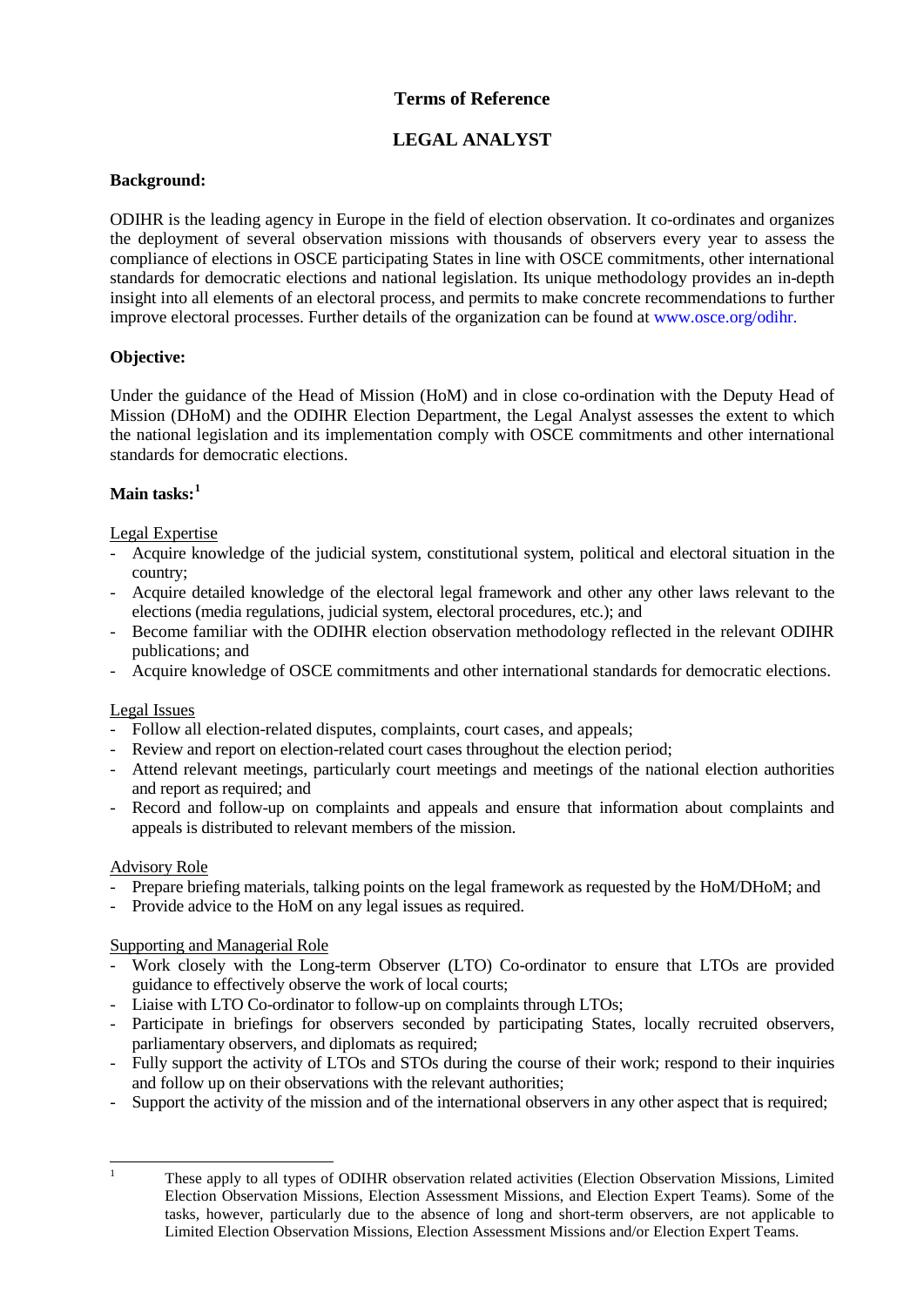# Terms of Reference

## LEGAL ANALYST

**Background:**

ODIHR is the leading agency in Europe in the field of election observation. It co-ordinates and organizes the deployment of several observation missions with thousands of observers every year to assess the compliance of elections in OSCE participating States in line with OSCE commitments, other international standards for democratic elections and national legislation. Its unique methodology provides an in-depth insight into all elements of an electoral process, and permits to make concrete recommendations to further improve electoral processes. Further details of the organization can be found at www.osce.org/odihr.

**Objective:**

Under the guidance of the Head of Mission (HoM) and in close co-ordination with the Deputy Head of Mission (DHoM) and the ODIHR Election Department, the Legal Analyst assesses the extent to which the national legislation and its implementation comply with OSCE commitments and other international standards for democratic elections.

**Main tasks:**[1]

Legal Expertise

- Acquire knowledge of the judicial system, constitutional system, political and electoral situation in the country;
- Acquire detailed knowledge of the electoral legal framework and other any other laws relevant to the elections (media regulations, judicial system, electoral procedures, etc.); and
- Become familiar with the ODIHR election observation methodology reflected in the relevant ODIHR publications; and
- Acquire knowledge of OSCE commitments and other international standards for democratic elections.

Legal Issues

- Follow all election-related disputes, complaints, court cases, and appeals;
- Review and report on election-related court cases throughout the election period;
- Attend relevant meetings, particularly court meetings and meetings of the national election authorities and report as required; and
- Record and follow-up on complaints and appeals and ensure that information about complaints and appeals is distributed to relevant members of the mission.

Advisory Role

- Prepare briefing materials, talking points on the legal framework as requested by the HoM/DHoM; and
- Provide advice to the HoM on any legal issues as required.

Supporting and Managerial Role

- Work closely with the Long-term Observer (LTO) Co-ordinator to ensure that LTOs are provided guidance to effectively observe the work of local courts;
- Liaise with LTO Co-ordinator to follow-up on complaints through LTOs;
- Participate in briefings for observers seconded by participating States, locally recruited observers, parliamentary observers, and diplomats as required;
- Fully support the activity of LTOs and STOs during the course of their work; respond to their inquiries and follow up on their observations with the relevant authorities;
- Support the activity of the mission and of the international observers in any other aspect that is required;

---

[1] These apply to all types of ODIHR observation related activities (Election Observation Missions, Limited Election Observation Missions, Election Assessment Missions, and Election Expert Teams). Some of the tasks, however, particularly due to the absence of long and short-term observers, are not applicable to Limited Election Observation Missions, Election Assessment Missions and/or Election Expert Teams.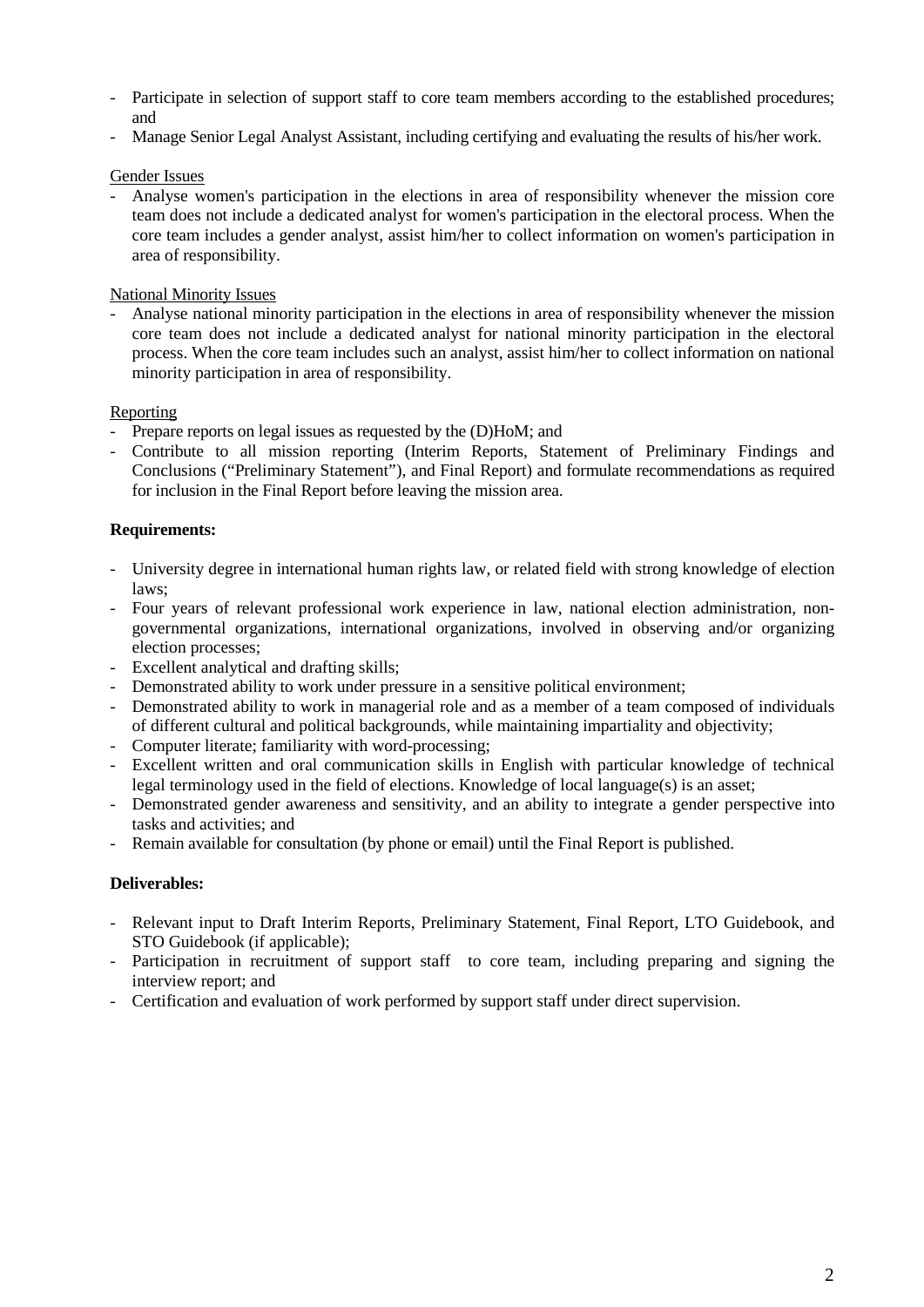- Participate in selection of support staff to core team members according to the established procedures; and
- Manage Senior Legal Analyst Assistant, including certifying and evaluating the results of his/her work.

Gender Issues

- Analyse women's participation in the elections in area of responsibility whenever the mission core team does not include a dedicated analyst for women's participation in the electoral process. When the core team includes a gender analyst, assist him/her to collect information on women's participation in area of responsibility.

National Minority Issues

- Analyse national minority participation in the elections in area of responsibility whenever the mission core team does not include a dedicated analyst for national minority participation in the electoral process. When the core team includes such an analyst, assist him/her to collect information on national minority participation in area of responsibility.

Reporting

- Prepare reports on legal issues as requested by the (D)HoM; and
- Contribute to all mission reporting (Interim Reports, Statement of Preliminary Findings and Conclusions ("Preliminary Statement"), and Final Report) and formulate recommendations as required for inclusion in the Final Report before leaving the mission area.

**Requirements:**

- University degree in international human rights law, or related field with strong knowledge of election laws;
- Four years of relevant professional work experience in law, national election administration, non-governmental organizations, international organizations, involved in observing and/or organizing election processes;
- Excellent analytical and drafting skills;
- Demonstrated ability to work under pressure in a sensitive political environment;
- Demonstrated ability to work in managerial role and as a member of a team composed of individuals of different cultural and political backgrounds, while maintaining impartiality and objectivity;
- Computer literate; familiarity with word-processing;
- Excellent written and oral communication skills in English with particular knowledge of technical legal terminology used in the field of elections. Knowledge of local language(s) is an asset;
- Demonstrated gender awareness and sensitivity, and an ability to integrate a gender perspective into tasks and activities; and
- Remain available for consultation (by phone or email) until the Final Report is published.

**Deliverables:**

- Relevant input to Draft Interim Reports, Preliminary Statement, Final Report, LTO Guidebook, and STO Guidebook (if applicable);
- Participation in recruitment of support staff to core team, including preparing and signing the interview report; and
- Certification and evaluation of work performed by support staff under direct supervision.